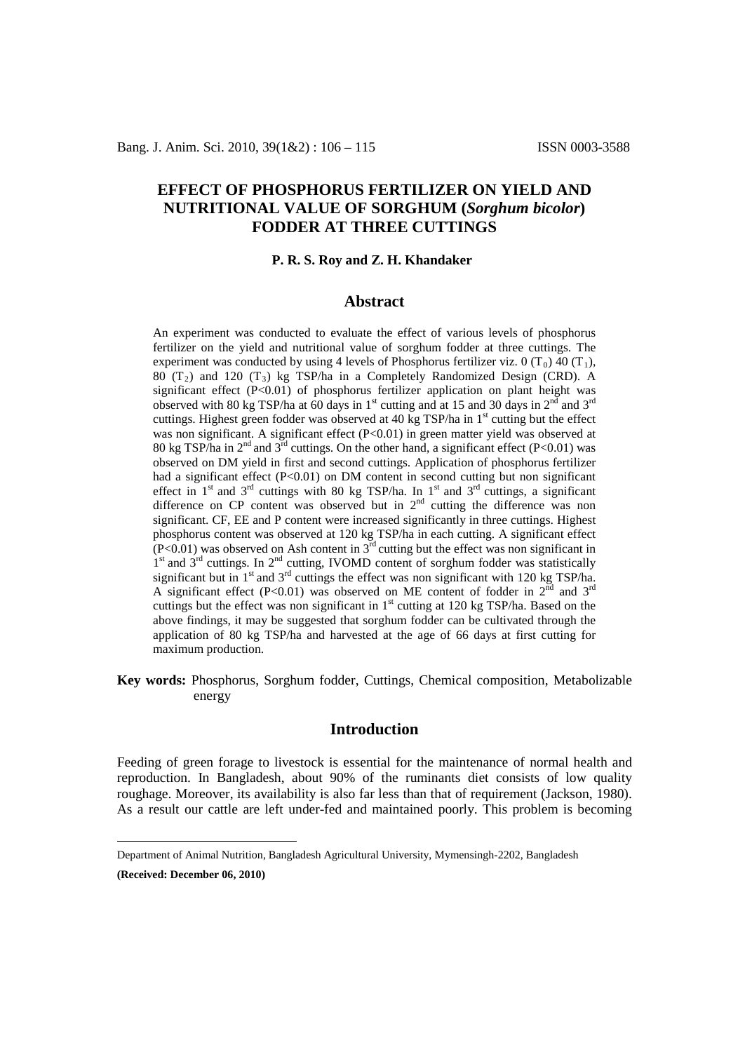# EFFECT OF PHOSPHORUS FERTILIZER ON YIELD AND NUTRITIONAL VALUE OF SORGHUM (*Sorghum bicolor*) FODDER AT THREE CUTTINGS

**P. R. S. Roy and Z. H. Khandaker**

## Abstract

An experiment was conducted to evaluate the effect of various levels of phosphorus fertilizer on the yield and nutritional value of sorghum fodder at three cuttings. The experiment was conducted by using 4 levels of Phosphorus fertilizer viz. 0 ($T_0$) 40 ($T_1$), 80 ($T_2$) and 120 ($T_3$) kg TSP/ha in a Completely Randomized Design (CRD). A significant effect ($P<0.01$) of phosphorus fertilizer application on plant height was observed with 80 kg TSP/ha at 60 days in 1st cutting and at 15 and 30 days in 2nd and 3rd cuttings. Highest green fodder was observed at 40 kg TSP/ha in 1st cutting but the effect was non significant. A significant effect ($P<0.01$) in green matter yield was observed at 80 kg TSP/ha in 2nd and 3rd cuttings. On the other hand, a significant effect ($P<0.01$) was observed on DM yield in first and second cuttings. Application of phosphorus fertilizer had a significant effect ($P<0.01$) on DM content in second cutting but non significant effect in 1st and 3rd cuttings with 80 kg TSP/ha. In 1st and 3rd cuttings, a significant difference on CP content was observed but in 2nd cutting the difference was non significant. CF, EE and P content were increased significantly in three cuttings. Highest phosphorus content was observed at 120 kg TSP/ha in each cutting. A significant effect ($P<0.01$) was observed on Ash content in 3rd cutting but the effect was non significant in 1st and 3rd cuttings. In 2nd cutting, IVOMD content of sorghum fodder was statistically significant but in 1st and 3rd cuttings the effect was non significant with 120 kg TSP/ha. A significant effect ($P<0.01$) was observed on ME content of fodder in 2nd and 3rd cuttings but the effect was non significant in 1st cutting at 120 kg TSP/ha. Based on the above findings, it may be suggested that sorghum fodder can be cultivated through the application of 80 kg TSP/ha and harvested at the age of 66 days at first cutting for maximum production.

**Key words:** Phosphorus, Sorghum fodder, Cuttings, Chemical composition, Metabolizable energy

## Introduction

Feeding of green forage to livestock is essential for the maintenance of normal health and reproduction. In Bangladesh, about 90% of the ruminants diet consists of low quality roughage. Moreover, its availability is also far less than that of requirement (Jackson, 1980). As a result our cattle are left under-fed and maintained poorly. This problem is becoming

---

Department of Animal Nutrition, Bangladesh Agricultural University, Mymensingh-2202, Bangladesh

**(Received: December 06, 2010)**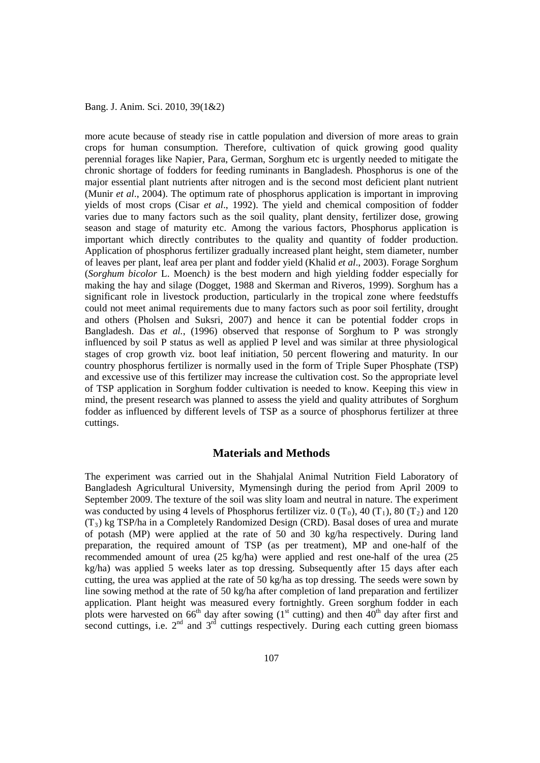more acute because of steady rise in cattle population and diversion of more areas to grain crops for human consumption. Therefore, cultivation of quick growing good quality perennial forages like Napier, Para, German, Sorghum etc is urgently needed to mitigate the chronic shortage of fodders for feeding ruminants in Bangladesh. Phosphorus is one of the major essential plant nutrients after nitrogen and is the second most deficient plant nutrient (Munir *et al*., 2004). The optimum rate of phosphorus application is important in improving yields of most crops (Cisar *et al*., 1992). The yield and chemical composition of fodder varies due to many factors such as the soil quality, plant density, fertilizer dose, growing season and stage of maturity etc. Among the various factors, Phosphorus application is important which directly contributes to the quality and quantity of fodder production. Application of phosphorus fertilizer gradually increased plant height, stem diameter, number of leaves per plant, leaf area per plant and fodder yield (Khalid *et al*., 2003). Forage Sorghum (*Sorghum bicolor* L. Moench) is the best modern and high yielding fodder especially for making the hay and silage (Dogget, 1988 and Skerman and Riveros, 1999). Sorghum has a significant role in livestock production, particularly in the tropical zone where feedstuffs could not meet animal requirements due to many factors such as poor soil fertility, drought and others (Pholsen and Suksri, 2007) and hence it can be potential fodder crops in Bangladesh. Das *et al.*, (1996) observed that response of Sorghum to P was strongly influenced by soil P status as well as applied P level and was similar at three physiological stages of crop growth viz. boot leaf initiation, 50 percent flowering and maturity. In our country phosphorus fertilizer is normally used in the form of Triple Super Phosphate (TSP) and excessive use of this fertilizer may increase the cultivation cost. So the appropriate level of TSP application in Sorghum fodder cultivation is needed to know. Keeping this view in mind, the present research was planned to assess the yield and quality attributes of Sorghum fodder as influenced by different levels of TSP as a source of phosphorus fertilizer at three cuttings.

## Materials and Methods

The experiment was carried out in the Shahjalal Animal Nutrition Field Laboratory of Bangladesh Agricultural University, Mymensingh during the period from April 2009 to September 2009. The texture of the soil was slity loam and neutral in nature. The experiment was conducted by using 4 levels of Phosphorus fertilizer viz. 0 ($T_0$), 40 ($T_1$), 80 ($T_2$) and 120 ($T_3$) kg TSP/ha in a Completely Randomized Design (CRD). Basal doses of urea and murate of potash (MP) were applied at the rate of 50 and 30 kg/ha respectively. During land preparation, the required amount of TSP (as per treatment), MP and one-half of the recommended amount of urea (25 kg/ha) were applied and rest one-half of the urea (25 kg/ha) was applied 5 weeks later as top dressing. Subsequently after 15 days after each cutting, the urea was applied at the rate of 50 kg/ha as top dressing. The seeds were sown by line sowing method at the rate of 50 kg/ha after completion of land preparation and fertilizer application. Plant height was measured every fortnightly. Green sorghum fodder in each plots were harvested on 66$^{th}$ day after sowing (1$^{st}$ cutting) and then 40$^{th}$ day after first and second cuttings, i.e. 2$^{nd}$ and 3$^{rd}$ cuttings respectively. During each cutting green biomass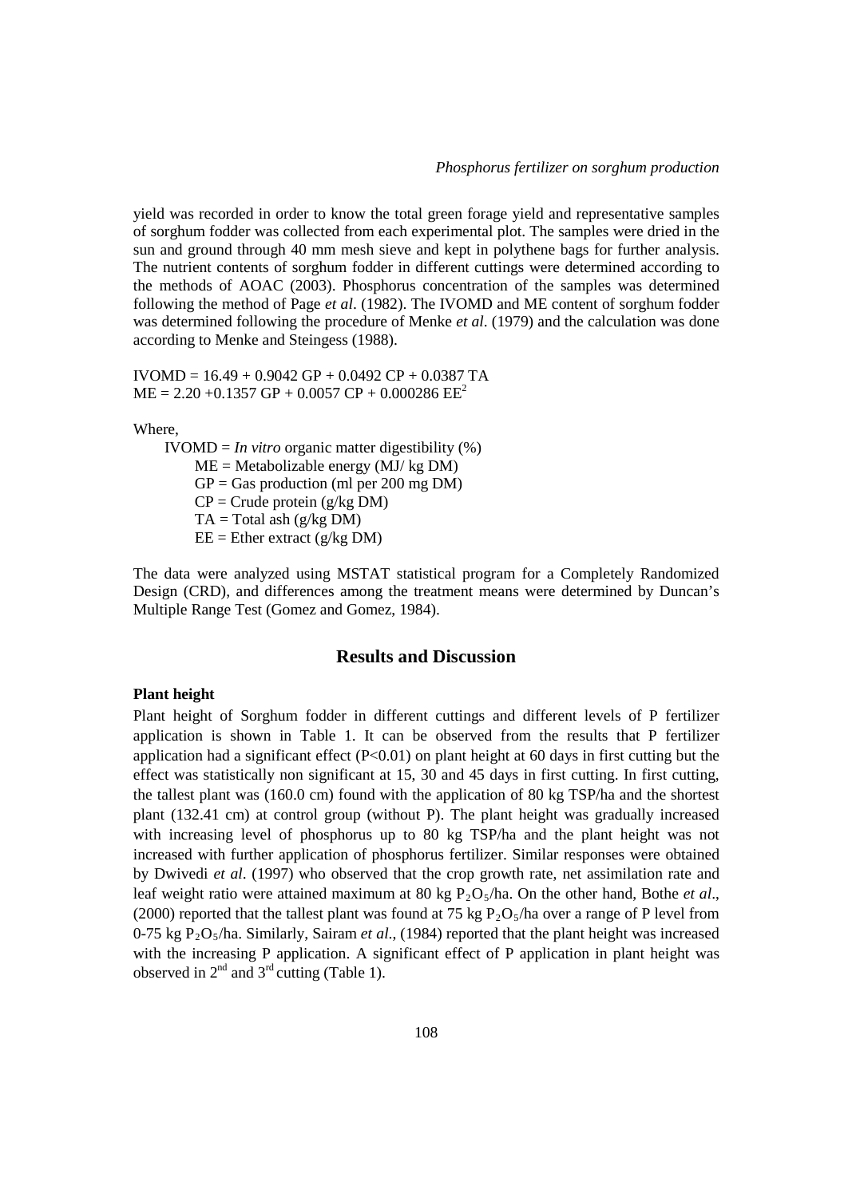yield was recorded in order to know the total green forage yield and representative samples of sorghum fodder was collected from each experimental plot. The samples were dried in the sun and ground through 40 mm mesh sieve and kept in polythene bags for further analysis. The nutrient contents of sorghum fodder in different cuttings were determined according to the methods of AOAC (2003). Phosphorus concentration of the samples was determined following the method of Page *et al*. (1982). The IVOMD and ME content of sorghum fodder was determined following the procedure of Menke *et al*. (1979) and the calculation was done according to Menke and Steingess (1988).

$$IVOMD = 16.49 + 0.9042\ GP + 0.0492\ CP + 0.0387\ TA$$
$$ME = 2.20 + 0.1357\ GP + 0.0057\ CP + 0.000286\ EE^2$$

Where,

IVOMD = *In vitro* organic matter digestibility (%)
ME = Metabolizable energy (MJ/ kg DM)
GP = Gas production (ml per 200 mg DM)
CP = Crude protein (g/kg DM)
TA = Total ash (g/kg DM)
EE = Ether extract (g/kg DM)

The data were analyzed using MSTAT statistical program for a Completely Randomized Design (CRD), and differences among the treatment means were determined by Duncan's Multiple Range Test (Gomez and Gomez, 1984).

## Results and Discussion

**Plant height**

Plant height of Sorghum fodder in different cuttings and different levels of P fertilizer application is shown in Table 1. It can be observed from the results that P fertilizer application had a significant effect ($P<0.01$) on plant height at 60 days in first cutting but the effect was statistically non significant at 15, 30 and 45 days in first cutting. In first cutting, the tallest plant was (160.0 cm) found with the application of 80 kg TSP/ha and the shortest plant (132.41 cm) at control group (without P). The plant height was gradually increased with increasing level of phosphorus up to 80 kg TSP/ha and the plant height was not increased with further application of phosphorus fertilizer. Similar responses were obtained by Dwivedi *et al*. (1997) who observed that the crop growth rate, net assimilation rate and leaf weight ratio were attained maximum at 80 kg $P_2O_5$/ha. On the other hand, Bothe *et al*., (2000) reported that the tallest plant was found at 75 kg $P_2O_5$/ha over a range of P level from 0-75 kg $P_2O_5$/ha. Similarly, Sairam *et al*., (1984) reported that the plant height was increased with the increasing P application. A significant effect of P application in plant height was observed in 2nd and 3rd cutting (Table 1).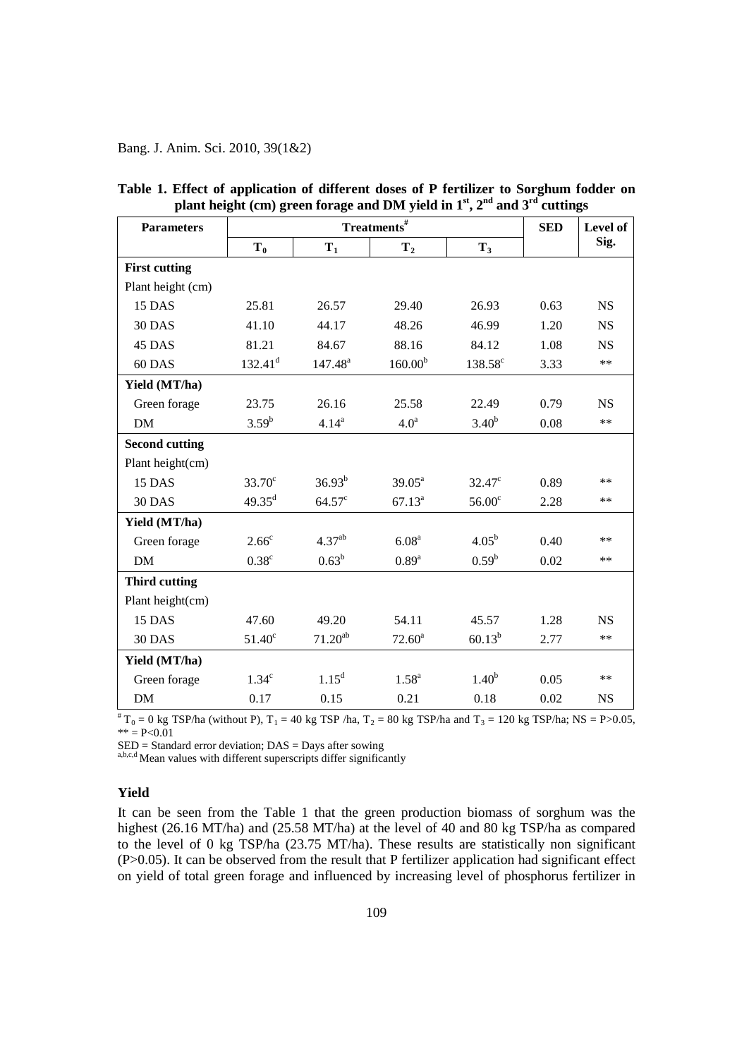**Table 1. Effect of application of different doses of P fertilizer to Sorghum fodder on plant height (cm) green forage and DM yield in 1st, 2nd and 3rd cuttings**

| Parameters | Treatments[#] | | | | SED | Level of Sig. |
|---|---|---|---|---|---|---|
| | $T_0$ | $T_1$ | $T_2$ | $T_3$ | | |
| **First cutting** | | | | | | |
| Plant height (cm) | | | | | | |
| 15 DAS | 25.81 | 26.57 | 29.40 | 26.93 | 0.63 | NS |
| 30 DAS | 41.10 | 44.17 | 48.26 | 46.99 | 1.20 | NS |
| 45 DAS | 81.21 | 84.67 | 88.16 | 84.12 | 1.08 | NS |
| 60 DAS | $132.41^d$ | $147.48^a$ | $160.00^b$ | $138.58^c$ | 3.33 | ** |
| **Yield (MT/ha)** | | | | | | |
| Green forage | 23.75 | 26.16 | 25.58 | 22.49 | 0.79 | NS |
| DM | $3.59^b$ | $4.14^a$ | $4.0^a$ | $3.40^b$ | 0.08 | ** |
| **Second cutting** | | | | | | |
| Plant height(cm) | | | | | | |
| 15 DAS | $33.70^c$ | $36.93^b$ | $39.05^a$ | $32.47^c$ | 0.89 | ** |
| 30 DAS | $49.35^d$ | $64.57^c$ | $67.13^a$ | $56.00^c$ | 2.28 | ** |
| **Yield (MT/ha)** | | | | | | |
| Green forage | $2.66^c$ | $4.37^{ab}$ | $6.08^a$ | $4.05^b$ | 0.40 | ** |
| DM | $0.38^c$ | $0.63^b$ | $0.89^a$ | $0.59^b$ | 0.02 | ** |
| **Third cutting** | | | | | | |
| Plant height(cm) | | | | | | |
| 15 DAS | 47.60 | 49.20 | 54.11 | 45.57 | 1.28 | NS |
| 30 DAS | $51.40^c$ | $71.20^{ab}$ | $72.60^a$ | $60.13^b$ | 2.77 | ** |
| **Yield (MT/ha)** | | | | | | |
| Green forage | $1.34^c$ | $1.15^d$ | $1.58^a$ | $1.40^b$ | 0.05 | ** |
| DM | 0.17 | 0.15 | 0.21 | 0.18 | 0.02 | NS |

[#] $T_0$ = 0 kg TSP/ha (without P), $T_1$ = 40 kg TSP /ha, $T_2$ = 80 kg TSP/ha and $T_3$ = 120 kg TSP/ha; NS = P>0.05, ** = P<0.01

SED = Standard error deviation; DAS = Days after sowing

[a,b,c,d] Mean values with different superscripts differ significantly

### Yield

It can be seen from the Table 1 that the green production biomass of sorghum was the highest (26.16 MT/ha) and (25.58 MT/ha) at the level of 40 and 80 kg TSP/ha as compared to the level of 0 kg TSP/ha (23.75 MT/ha). These results are statistically non significant (P>0.05). It can be observed from the result that P fertilizer application had significant effect on yield of total green forage and influenced by increasing level of phosphorus fertilizer in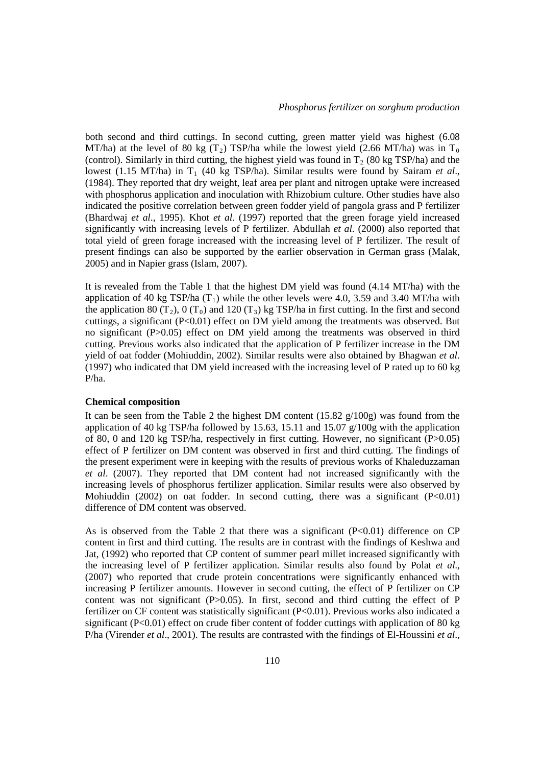both second and third cuttings. In second cutting, green matter yield was highest (6.08 MT/ha) at the level of 80 kg ($T_2$) TSP/ha while the lowest yield (2.66 MT/ha) was in $T_0$ (control). Similarly in third cutting, the highest yield was found in $T_2$ (80 kg TSP/ha) and the lowest (1.15 MT/ha) in $T_1$ (40 kg TSP/ha). Similar results were found by Sairam *et al*., (1984). They reported that dry weight, leaf area per plant and nitrogen uptake were increased with phosphorus application and inoculation with Rhizobium culture. Other studies have also indicated the positive correlation between green fodder yield of pangola grass and P fertilizer (Bhardwaj *et al*., 1995). Khot *et al*. (1997) reported that the green forage yield increased significantly with increasing levels of P fertilizer. Abdullah *et al.* (2000) also reported that total yield of green forage increased with the increasing level of P fertilizer. The result of present findings can also be supported by the earlier observation in German grass (Malak, 2005) and in Napier grass (Islam, 2007).

It is revealed from the Table 1 that the highest DM yield was found (4.14 MT/ha) with the application of 40 kg TSP/ha ($T_1$) while the other levels were 4.0, 3.59 and 3.40 MT/ha with the application 80 ($T_2$), 0 ($T_0$) and 120 ($T_3$) kg TSP/ha in first cutting. In the first and second cuttings, a significant ($P<0.01$) effect on DM yield among the treatments was observed. But no significant ($P>0.05$) effect on DM yield among the treatments was observed in third cutting. Previous works also indicated that the application of P fertilizer increase in the DM yield of oat fodder (Mohiuddin, 2002). Similar results were also obtained by Bhagwan *et al*. (1997) who indicated that DM yield increased with the increasing level of P rated up to 60 kg P/ha.

**Chemical composition**

It can be seen from the Table 2 the highest DM content (15.82 g/100g) was found from the application of 40 kg TSP/ha followed by 15.63, 15.11 and 15.07 g/100g with the application of 80, 0 and 120 kg TSP/ha, respectively in first cutting. However, no significant ($P>0.05$) effect of P fertilizer on DM content was observed in first and third cutting. The findings of the present experiment were in keeping with the results of previous works of Khaleduzzaman *et al*. (2007). They reported that DM content had not increased significantly with the increasing levels of phosphorus fertilizer application. Similar results were also observed by Mohiuddin (2002) on oat fodder. In second cutting, there was a significant ($P<0.01$) difference of DM content was observed.

As is observed from the Table 2 that there was a significant ($P<0.01$) difference on CP content in first and third cutting. The results are in contrast with the findings of Keshwa and Jat, (1992) who reported that CP content of summer pearl millet increased significantly with the increasing level of P fertilizer application. Similar results also found by Polat *et al*., (2007) who reported that crude protein concentrations were significantly enhanced with increasing P fertilizer amounts. However in second cutting, the effect of P fertilizer on CP content was not significant ($P>0.05$). In first, second and third cutting the effect of P fertilizer on CF content was statistically significant ($P<0.01$). Previous works also indicated a significant ($P<0.01$) effect on crude fiber content of fodder cuttings with application of 80 kg P/ha (Virender *et al*., 2001). The results are contrasted with the findings of El-Houssini *et al*.,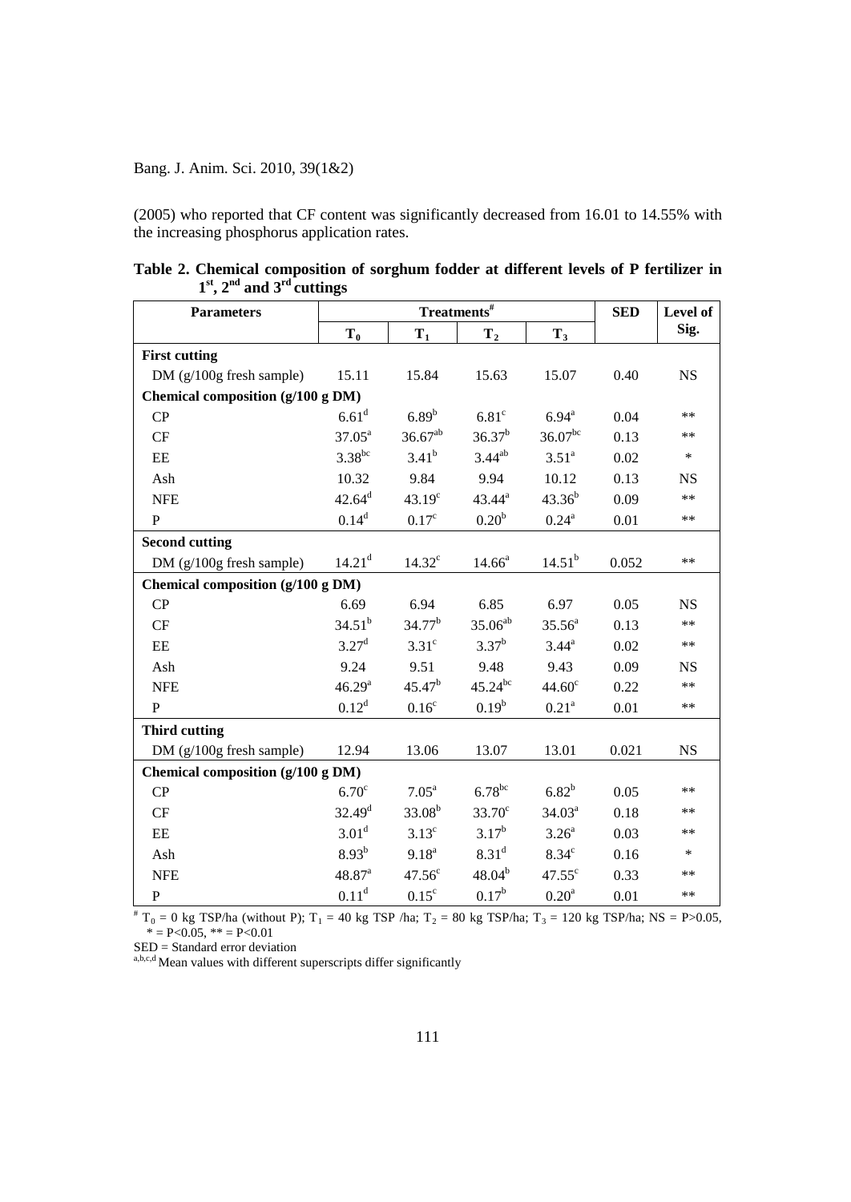(2005) who reported that CF content was significantly decreased from 16.01 to 14.55% with the increasing phosphorus application rates.

**Table 2. Chemical composition of sorghum fodder at different levels of P fertilizer in 1st, 2nd and 3rd cuttings**

| Parameters | Treatments# | | | | SED | Level of Sig. |
|---|---|---|---|---|---|---|
| | $T_0$ | $T_1$ | $T_2$ | $T_3$ | | |
| **First cutting** | | | | | | |
| DM (g/100g fresh sample) | 15.11 | 15.84 | 15.63 | 15.07 | 0.40 | NS |
| **Chemical composition (g/100 g DM)** | | | | | | |
| CP | $6.61^d$ | $6.89^b$ | $6.81^c$ | $6.94^a$ | 0.04 | ** |
| CF | $37.05^a$ | $36.67^{ab}$ | $36.37^b$ | $36.07^{bc}$ | 0.13 | ** |
| EE | $3.38^{bc}$ | $3.41^b$ | $3.44^{ab}$ | $3.51^a$ | 0.02 | * |
| Ash | 10.32 | 9.84 | 9.94 | 10.12 | 0.13 | NS |
| NFE | $42.64^d$ | $43.19^c$ | $43.44^a$ | $43.36^b$ | 0.09 | ** |
| P | $0.14^d$ | $0.17^c$ | $0.20^b$ | $0.24^a$ | 0.01 | ** |
| **Second cutting** | | | | | | |
| DM (g/100g fresh sample) | $14.21^d$ | $14.32^c$ | $14.66^a$ | $14.51^b$ | 0.052 | ** |
| **Chemical composition (g/100 g DM)** | | | | | | |
| CP | 6.69 | 6.94 | 6.85 | 6.97 | 0.05 | NS |
| CF | $34.51^b$ | $34.77^b$ | $35.06^{ab}$ | $35.56^a$ | 0.13 | ** |
| EE | $3.27^d$ | $3.31^c$ | $3.37^b$ | $3.44^a$ | 0.02 | ** |
| Ash | 9.24 | 9.51 | 9.48 | 9.43 | 0.09 | NS |
| NFE | $46.29^a$ | $45.47^b$ | $45.24^{bc}$ | $44.60^c$ | 0.22 | ** |
| P | $0.12^d$ | $0.16^c$ | $0.19^b$ | $0.21^a$ | 0.01 | ** |
| **Third cutting** | | | | | | |
| DM (g/100g fresh sample) | 12.94 | 13.06 | 13.07 | 13.01 | 0.021 | NS |
| **Chemical composition (g/100 g DM)** | | | | | | |
| CP | $6.70^c$ | $7.05^a$ | $6.78^{bc}$ | $6.82^b$ | 0.05 | ** |
| CF | $32.49^d$ | $33.08^b$ | $33.70^c$ | $34.03^a$ | 0.18 | ** |
| EE | $3.01^d$ | $3.13^c$ | $3.17^b$ | $3.26^a$ | 0.03 | ** |
| Ash | $8.93^b$ | $9.18^a$ | $8.31^d$ | $8.34^c$ | 0.16 | * |
| NFE | $48.87^a$ | $47.56^c$ | $48.04^b$ | $47.55^c$ | 0.33 | ** |
| P | $0.11^d$ | $0.15^c$ | $0.17^b$ | $0.20^a$ | 0.01 | ** |

# $T_0$ = 0 kg TSP/ha (without P); $T_1$ = 40 kg TSP /ha; $T_2$ = 80 kg TSP/ha; $T_3$ = 120 kg TSP/ha; NS = $P>0.05$, * = $P<0.05$, ** = $P<0.01$

SED = Standard error deviation

a,b,c,d Mean values with different superscripts differ significantly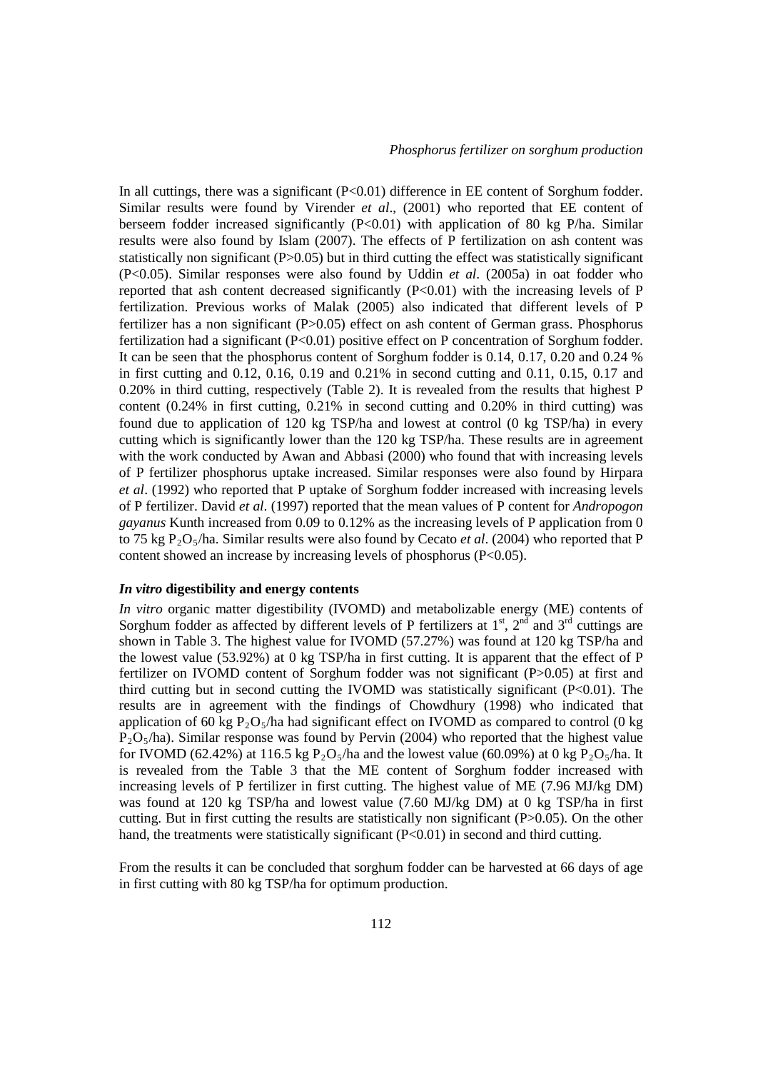In all cuttings, there was a significant ($P<0.01$) difference in EE content of Sorghum fodder. Similar results were found by Virender *et al*., (2001) who reported that EE content of berseem fodder increased significantly ($P<0.01$) with application of 80 kg P/ha. Similar results were also found by Islam (2007). The effects of P fertilization on ash content was statistically non significant ($P>0.05$) but in third cutting the effect was statistically significant ($P<0.05$). Similar responses were also found by Uddin *et al*. (2005a) in oat fodder who reported that ash content decreased significantly ($P<0.01$) with the increasing levels of P fertilization. Previous works of Malak (2005) also indicated that different levels of P fertilizer has a non significant ($P>0.05$) effect on ash content of German grass. Phosphorus fertilization had a significant ($P<0.01$) positive effect on P concentration of Sorghum fodder. It can be seen that the phosphorus content of Sorghum fodder is 0.14, 0.17, 0.20 and 0.24 % in first cutting and 0.12, 0.16, 0.19 and 0.21% in second cutting and 0.11, 0.15, 0.17 and 0.20% in third cutting, respectively (Table 2). It is revealed from the results that highest P content (0.24% in first cutting, 0.21% in second cutting and 0.20% in third cutting) was found due to application of 120 kg TSP/ha and lowest at control (0 kg TSP/ha) in every cutting which is significantly lower than the 120 kg TSP/ha. These results are in agreement with the work conducted by Awan and Abbasi (2000) who found that with increasing levels of P fertilizer phosphorus uptake increased. Similar responses were also found by Hirpara *et al*. (1992) who reported that P uptake of Sorghum fodder increased with increasing levels of P fertilizer. David *et al*. (1997) reported that the mean values of P content for *Andropogon gayanus* Kunth increased from 0.09 to 0.12% as the increasing levels of P application from 0 to 75 kg $P_2O_5$/ha. Similar results were also found by Cecato *et al*. (2004) who reported that P content showed an increase by increasing levels of phosphorus ($P<0.05$).

### *In vitro* digestibility and energy contents

*In vitro* organic matter digestibility (IVOMD) and metabolizable energy (ME) contents of Sorghum fodder as affected by different levels of P fertilizers at 1st, 2nd and 3rd cuttings are shown in Table 3. The highest value for IVOMD (57.27%) was found at 120 kg TSP/ha and the lowest value (53.92%) at 0 kg TSP/ha in first cutting. It is apparent that the effect of P fertilizer on IVOMD content of Sorghum fodder was not significant ($P>0.05$) at first and third cutting but in second cutting the IVOMD was statistically significant ($P<0.01$). The results are in agreement with the findings of Chowdhury (1998) who indicated that application of 60 kg $P_2O_5$/ha had significant effect on IVOMD as compared to control (0 kg $P_2O_5$/ha). Similar response was found by Pervin (2004) who reported that the highest value for IVOMD (62.42%) at 116.5 kg $P_2O_5$/ha and the lowest value (60.09%) at 0 kg $P_2O_5$/ha. It is revealed from the Table 3 that the ME content of Sorghum fodder increased with increasing levels of P fertilizer in first cutting. The highest value of ME (7.96 MJ/kg DM) was found at 120 kg TSP/ha and lowest value (7.60 MJ/kg DM) at 0 kg TSP/ha in first cutting. But in first cutting the results are statistically non significant ($P>0.05$). On the other hand, the treatments were statistically significant ($P<0.01$) in second and third cutting.

From the results it can be concluded that sorghum fodder can be harvested at 66 days of age in first cutting with 80 kg TSP/ha for optimum production.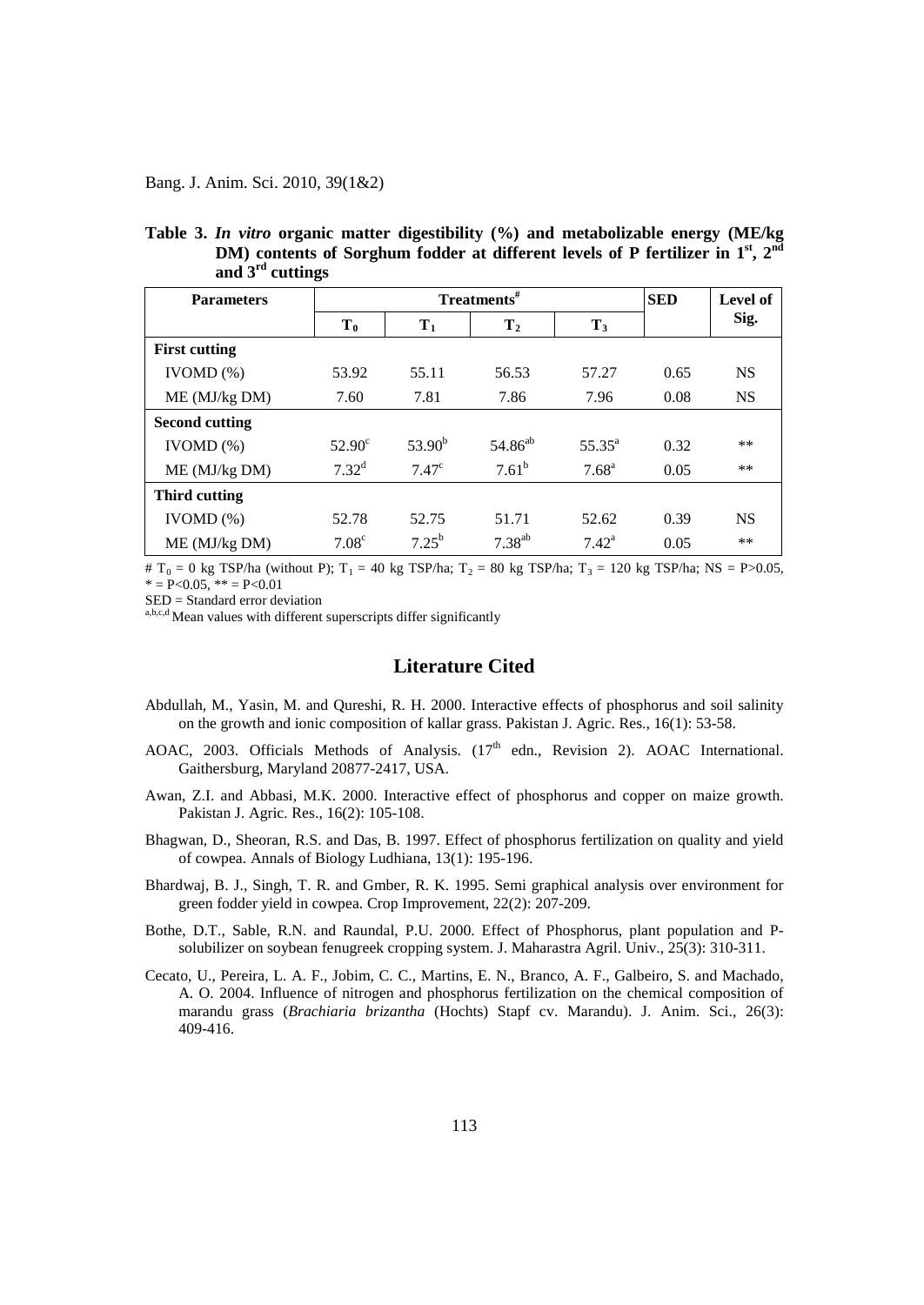**Table 3.** ***In vitro*** **organic matter digestibility (%) and metabolizable energy (ME/kg DM) contents of Sorghum fodder at different levels of P fertilizer in 1st, 2nd and 3rd cuttings**

| Parameters | Treatments# | | | | SED | Level of Sig. |
|---|---|---|---|---|---|---|
| | $T_0$ | $T_1$ | $T_2$ | $T_3$ | | |
| **First cutting** | | | | | | |
| IVOMD (%) | 53.92 | 55.11 | 56.53 | 57.27 | 0.65 | NS |
| ME (MJ/kg DM) | 7.60 | 7.81 | 7.86 | 7.96 | 0.08 | NS |
| **Second cutting** | | | | | | |
| IVOMD (%) | $52.90^{c}$ | $53.90^{b}$ | $54.86^{ab}$ | $55.35^{a}$ | 0.32 | ** |
| ME (MJ/kg DM) | $7.32^{d}$ | $7.47^{c}$ | $7.61^{b}$ | $7.68^{a}$ | 0.05 | ** |
| **Third cutting** | | | | | | |
| IVOMD (%) | 52.78 | 52.75 | 51.71 | 52.62 | 0.39 | NS |
| ME (MJ/kg DM) | $7.08^{c}$ | $7.25^{b}$ | $7.38^{ab}$ | $7.42^{a}$ | 0.05 | ** |

# $T_0$ = 0 kg TSP/ha (without P); $T_1$ = 40 kg TSP/ha; $T_2$ = 80 kg TSP/ha; $T_3$ = 120 kg TSP/ha; NS = $P>0.05$, * = $P<0.05$, ** = $P<0.01$

SED = Standard error deviation

a,b,c,d Mean values with different superscripts differ significantly

## Literature Cited

Abdullah, M., Yasin, M. and Qureshi, R. H. 2000. Interactive effects of phosphorus and soil salinity on the growth and ionic composition of kallar grass. Pakistan J. Agric. Res., 16(1): 53-58.

AOAC, 2003. Officials Methods of Analysis. (17th edn., Revision 2). AOAC International. Gaithersburg, Maryland 20877-2417, USA.

Awan, Z.I. and Abbasi, M.K. 2000. Interactive effect of phosphorus and copper on maize growth. Pakistan J. Agric. Res., 16(2): 105-108.

Bhagwan, D., Sheoran, R.S. and Das, B. 1997. Effect of phosphorus fertilization on quality and yield of cowpea. Annals of Biology Ludhiana, 13(1): 195-196.

Bhardwaj, B. J., Singh, T. R. and Gmber, R. K. 1995. Semi graphical analysis over environment for green fodder yield in cowpea. Crop Improvement, 22(2): 207-209.

Bothe, D.T., Sable, R.N. and Raundal, P.U. 2000. Effect of Phosphorus, plant population and P-solubilizer on soybean fenugreek cropping system. J. Maharastra Agril. Univ., 25(3): 310-311.

Cecato, U., Pereira, L. A. F., Jobim, C. C., Martins, E. N., Branco, A. F., Galbeiro, S. and Machado, A. O. 2004. Influence of nitrogen and phosphorus fertilization on the chemical composition of marandu grass (*Brachiaria brizantha* (Hochts) Stapf cv. Marandu). J. Anim. Sci., 26(3): 409-416.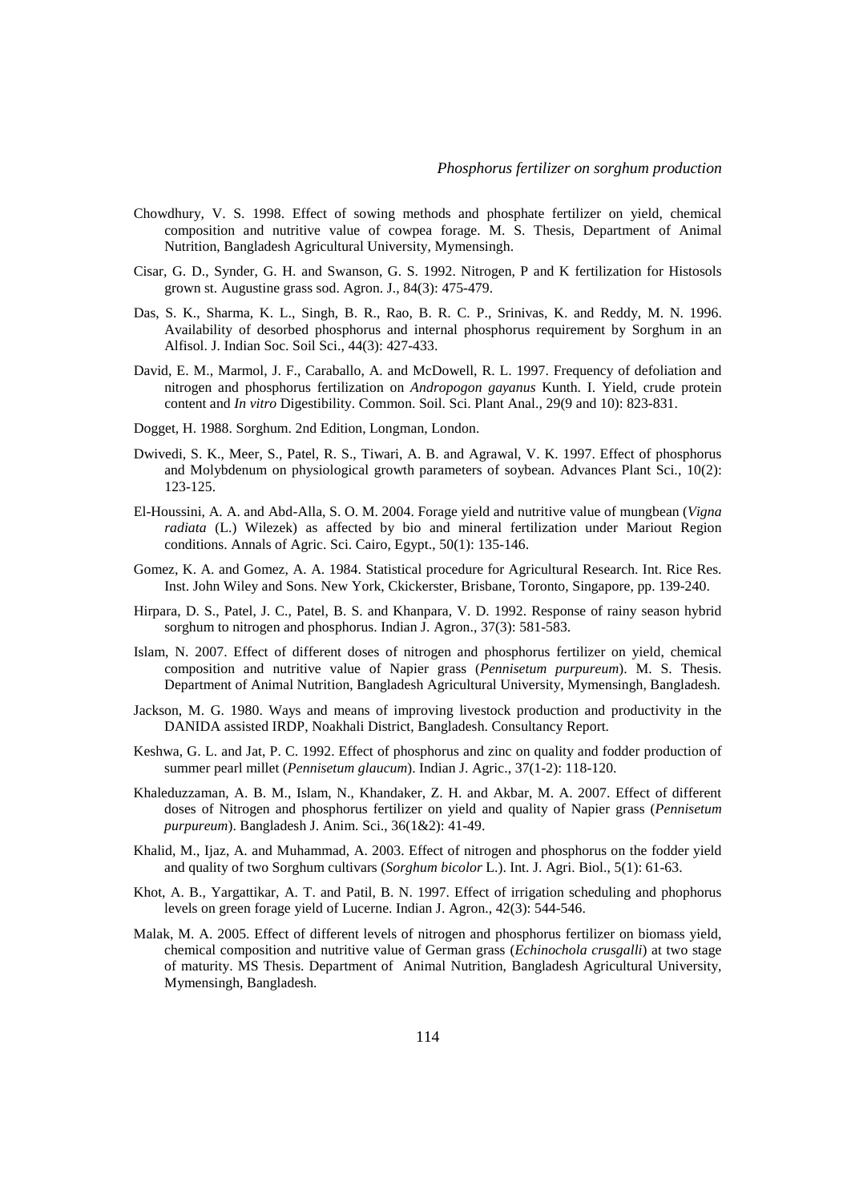Chowdhury, V. S. 1998. Effect of sowing methods and phosphate fertilizer on yield, chemical composition and nutritive value of cowpea forage. M. S. Thesis, Department of Animal Nutrition, Bangladesh Agricultural University, Mymensingh.

Cisar, G. D., Synder, G. H. and Swanson, G. S. 1992. Nitrogen, P and K fertilization for Histosols grown st. Augustine grass sod. Agron. J., 84(3): 475-479.

Das, S. K., Sharma, K. L., Singh, B. R., Rao, B. R. C. P., Srinivas, K. and Reddy, M. N. 1996. Availability of desorbed phosphorus and internal phosphorus requirement by Sorghum in an Alfisol. J. Indian Soc. Soil Sci., 44(3): 427-433.

David, E. M., Marmol, J. F., Caraballo, A. and McDowell, R. L. 1997. Frequency of defoliation and nitrogen and phosphorus fertilization on *Andropogon gayanus* Kunth. I. Yield, crude protein content and *In vitro* Digestibility. Common. Soil. Sci. Plant Anal., 29(9 and 10): 823-831.

Dogget, H. 1988. Sorghum. 2nd Edition, Longman, London.

Dwivedi, S. K., Meer, S., Patel, R. S., Tiwari, A. B. and Agrawal, V. K. 1997. Effect of phosphorus and Molybdenum on physiological growth parameters of soybean. Advances Plant Sci., 10(2): 123-125.

El-Houssini, A. A. and Abd-Alla, S. O. M. 2004. Forage yield and nutritive value of mungbean (*Vigna radiata* (L.) Wilezek) as affected by bio and mineral fertilization under Mariout Region conditions. Annals of Agric. Sci. Cairo, Egypt., 50(1): 135-146.

Gomez, K. A. and Gomez, A. A. 1984. Statistical procedure for Agricultural Research. Int. Rice Res. Inst. John Wiley and Sons. New York, Ckickerster, Brisbane, Toronto, Singapore, pp. 139-240.

Hirpara, D. S., Patel, J. C., Patel, B. S. and Khanpara, V. D. 1992. Response of rainy season hybrid sorghum to nitrogen and phosphorus. Indian J. Agron., 37(3): 581-583.

Islam, N. 2007. Effect of different doses of nitrogen and phosphorus fertilizer on yield, chemical composition and nutritive value of Napier grass (*Pennisetum purpureum*). M. S. Thesis. Department of Animal Nutrition, Bangladesh Agricultural University, Mymensingh, Bangladesh.

Jackson, M. G. 1980. Ways and means of improving livestock production and productivity in the DANIDA assisted IRDP, Noakhali District, Bangladesh. Consultancy Report.

Keshwa, G. L. and Jat, P. C. 1992. Effect of phosphorus and zinc on quality and fodder production of summer pearl millet (*Pennisetum glaucum*). Indian J. Agric., 37(1-2): 118-120.

Khaleduzzaman, A. B. M., Islam, N., Khandaker, Z. H. and Akbar, M. A. 2007. Effect of different doses of Nitrogen and phosphorus fertilizer on yield and quality of Napier grass (*Pennisetum purpureum*). Bangladesh J. Anim. Sci., 36(1&2): 41-49.

Khalid, M., Ijaz, A. and Muhammad, A. 2003. Effect of nitrogen and phosphorus on the fodder yield and quality of two Sorghum cultivars (*Sorghum bicolor* L.). Int. J. Agri. Biol., 5(1): 61-63.

Khot, A. B., Yargattikar, A. T. and Patil, B. N. 1997. Effect of irrigation scheduling and phophorus levels on green forage yield of Lucerne. Indian J. Agron., 42(3): 544-546.

Malak, M. A. 2005. Effect of different levels of nitrogen and phosphorus fertilizer on biomass yield, chemical composition and nutritive value of German grass (*Echinochola crusgalli*) at two stage of maturity. MS Thesis. Department of Animal Nutrition, Bangladesh Agricultural University, Mymensingh, Bangladesh.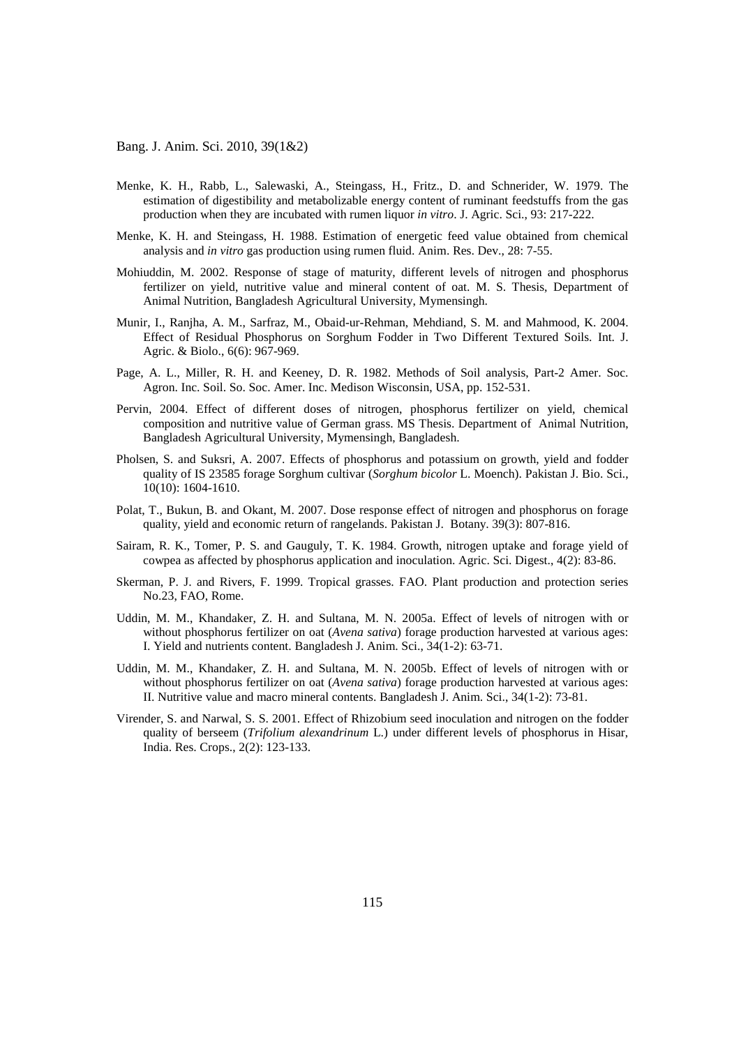Menke, K. H., Rabb, L., Salewaski, A., Steingass, H., Fritz., D. and Schnerider, W. 1979. The estimation of digestibility and metabolizable energy content of ruminant feedstuffs from the gas production when they are incubated with rumen liquor *in vitro*. J. Agric. Sci., 93: 217-222.

Menke, K. H. and Steingass, H. 1988. Estimation of energetic feed value obtained from chemical analysis and *in vitro* gas production using rumen fluid. Anim. Res. Dev., 28: 7-55.

Mohiuddin, M. 2002. Response of stage of maturity, different levels of nitrogen and phosphorus fertilizer on yield, nutritive value and mineral content of oat. M. S. Thesis, Department of Animal Nutrition, Bangladesh Agricultural University, Mymensingh.

Munir, I., Ranjha, A. M., Sarfraz, M., Obaid-ur-Rehman, Mehdiand, S. M. and Mahmood, K. 2004. Effect of Residual Phosphorus on Sorghum Fodder in Two Different Textured Soils. Int. J. Agric. & Biolo., 6(6): 967-969.

Page, A. L., Miller, R. H. and Keeney, D. R. 1982. Methods of Soil analysis, Part-2 Amer. Soc. Agron. Inc. Soil. So. Soc. Amer. Inc. Medison Wisconsin, USA, pp. 152-531.

Pervin, 2004. Effect of different doses of nitrogen, phosphorus fertilizer on yield, chemical composition and nutritive value of German grass. MS Thesis. Department of Animal Nutrition, Bangladesh Agricultural University, Mymensingh, Bangladesh.

Pholsen, S. and Suksri, A. 2007. Effects of phosphorus and potassium on growth, yield and fodder quality of IS 23585 forage Sorghum cultivar (*Sorghum bicolor* L. Moench). Pakistan J. Bio. Sci., 10(10): 1604-1610.

Polat, T., Bukun, B. and Okant, M. 2007. Dose response effect of nitrogen and phosphorus on forage quality, yield and economic return of rangelands. Pakistan J. Botany. 39(3): 807-816.

Sairam, R. K., Tomer, P. S. and Gauguly, T. K. 1984. Growth, nitrogen uptake and forage yield of cowpea as affected by phosphorus application and inoculation. Agric. Sci. Digest., 4(2): 83-86.

Skerman, P. J. and Rivers, F. 1999. Tropical grasses. FAO. Plant production and protection series No.23, FAO, Rome.

Uddin, M. M., Khandaker, Z. H. and Sultana, M. N. 2005a. Effect of levels of nitrogen with or without phosphorus fertilizer on oat (*Avena sativa*) forage production harvested at various ages: I. Yield and nutrients content. Bangladesh J. Anim. Sci., 34(1-2): 63-71.

Uddin, M. M., Khandaker, Z. H. and Sultana, M. N. 2005b. Effect of levels of nitrogen with or without phosphorus fertilizer on oat (*Avena sativa*) forage production harvested at various ages: II. Nutritive value and macro mineral contents. Bangladesh J. Anim. Sci., 34(1-2): 73-81.

Virender, S. and Narwal, S. S. 2001. Effect of Rhizobium seed inoculation and nitrogen on the fodder quality of berseem (*Trifolium alexandrinum* L.) under different levels of phosphorus in Hisar, India. Res. Crops., 2(2): 123-133.